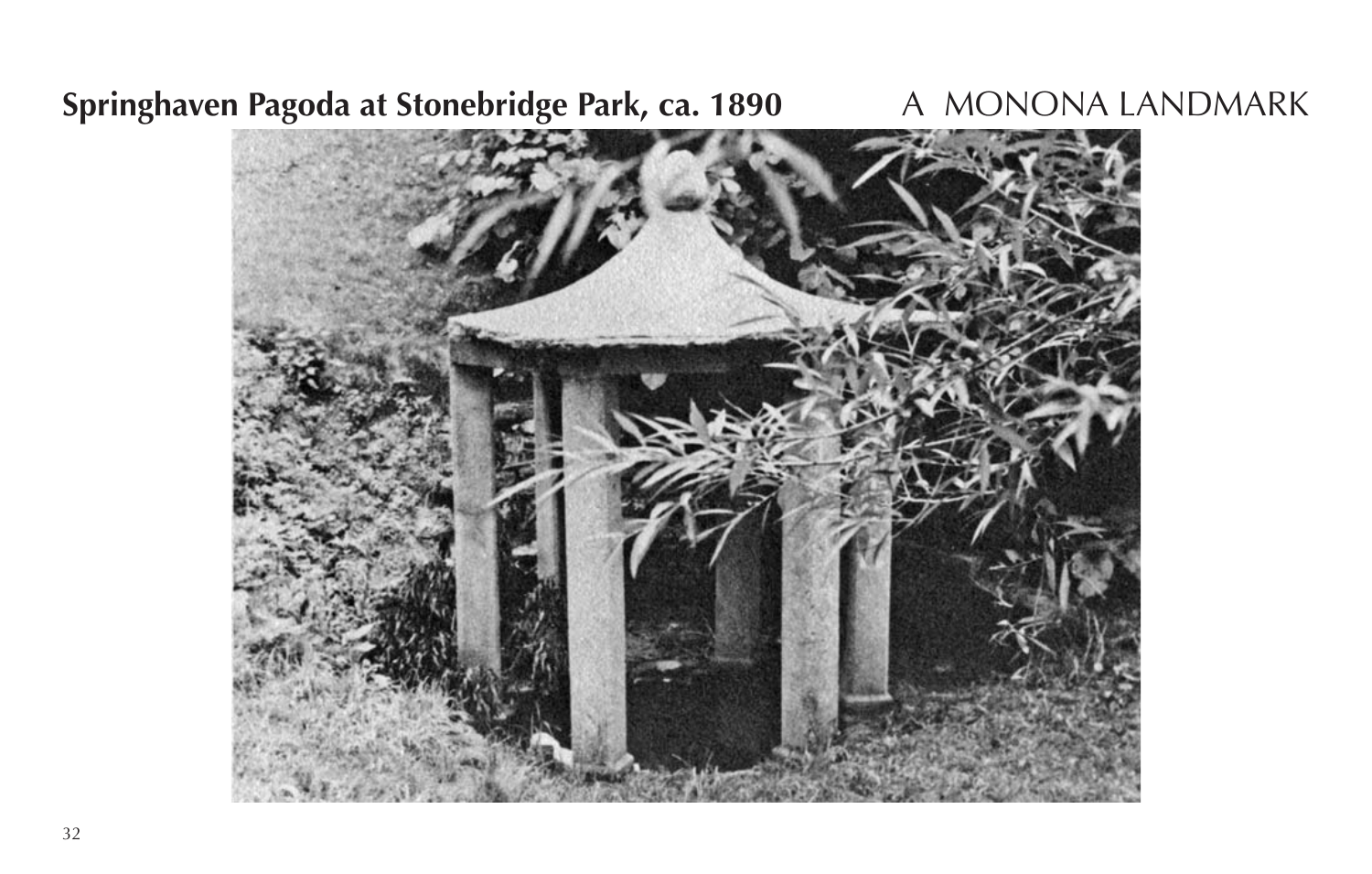**Springhaven Pagoda at Stonebridge Park, ca. 1890** A MONONA LANDMARK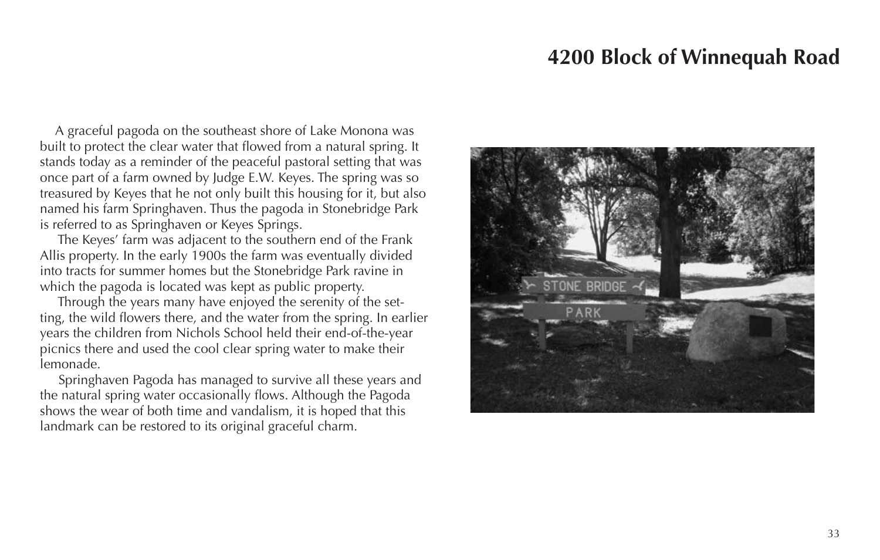# 4200 Block of Winnequah Road

A graceful pagoda on the southeast shore of Lake Monona was built to protect the clear water that flowed from a natural spring. It stands today as a reminder of the peaceful pastoral setting that was once part of a farm owned by Judge E.W. Keyes. The spring was so treasured by Keyes that he not only built this housing for it, but also named his farm Springhaven. Thus the pagoda in Stonebridge Park is referred to as Springhaven or Keyes Springs.

The Keyes' farm was adjacent to the southern end of the Frank Allis property. In the early 1900s the farm was eventually divided into tracts for summer homes but the Stonebridge Park ravine in which the pagoda is located was kept as public property.

Through the years many have enjoyed the serenity of the setting, the wild flowers there, and the water from the spring. In earlier years the children from Nichols School held their end-of-the-year picnics there and used the cool clear spring water to make their lemonade.

Springhaven Pagoda has managed to survive all these years and the natural spring water occasionally flows. Although the Pagoda shows the wear of both time and vandalism, it is hoped that this landmark can be restored to its original graceful charm.